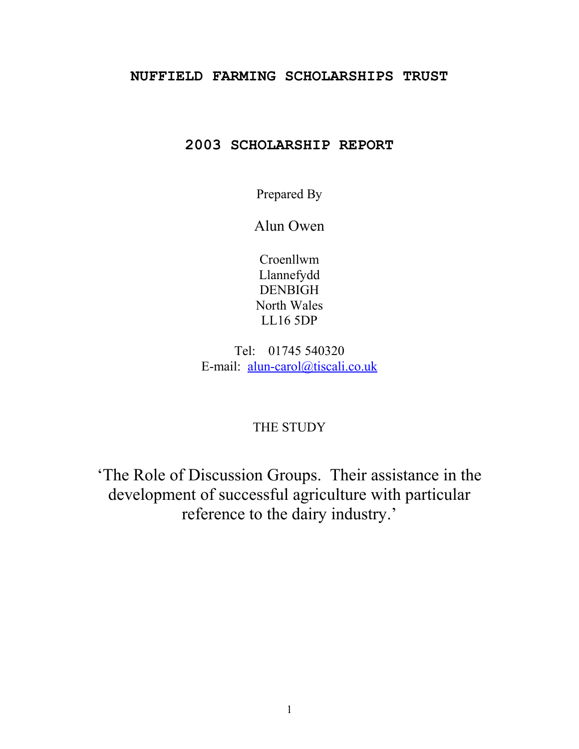# NUFFIELD FARMING SCHOLARSHIPS TRUST

## 2003 SCHOLARSHIP REPORT

Prepared By

Alun Owen

Croenllwm
Llannefydd
DENBIGH
North Wales
LL16 5DP

Tel: 01745 540320
E-mail: alun-carol@tiscali.co.uk

THE STUDY

‘The Role of Discussion Groups. Their assistance in the development of successful agriculture with particular reference to the dairy industry.’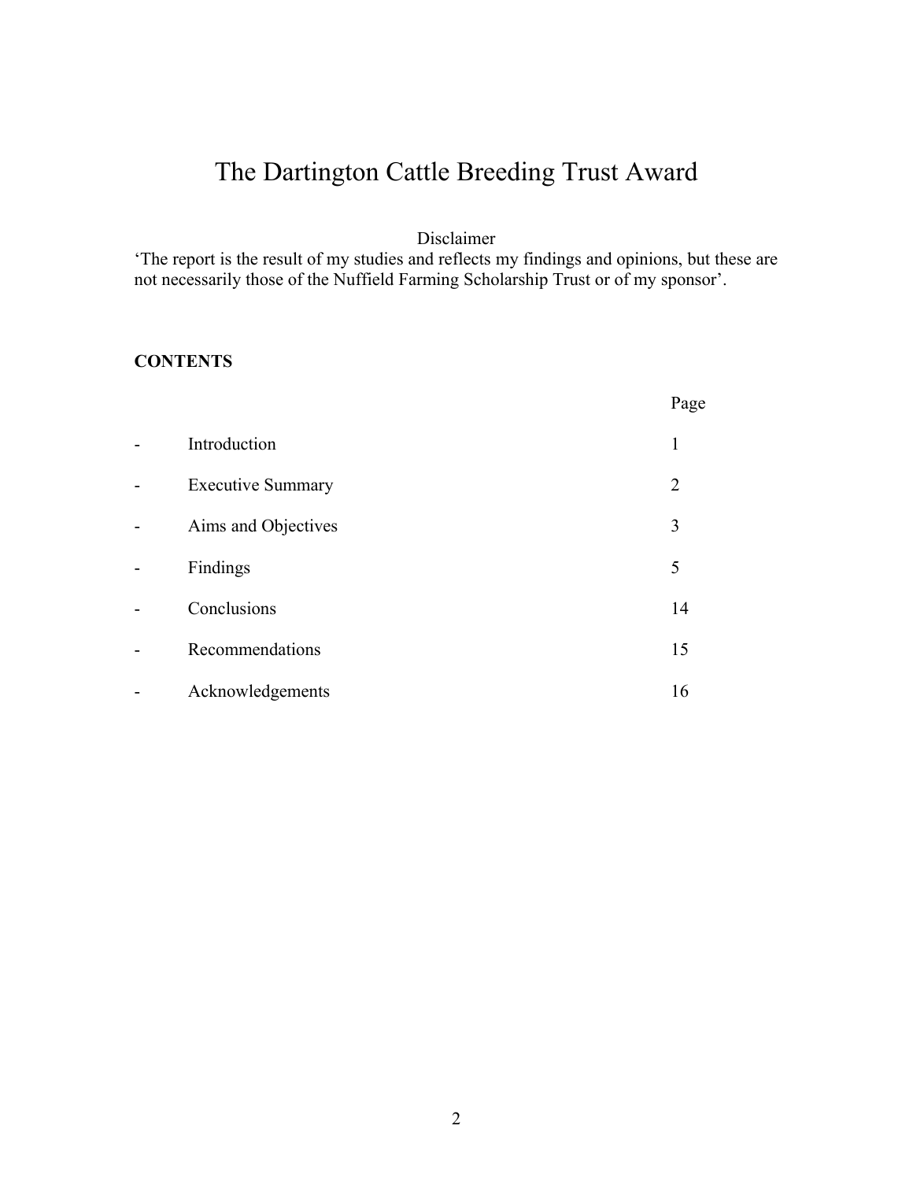# The Dartington Cattle Breeding Trust Award

Disclaimer

'The report is the result of my studies and reflects my findings and opinions, but these are not necessarily those of the Nuffield Farming Scholarship Trust or of my sponsor'.

**CONTENTS**

| | | Page |
|---|---|---|
| - | Introduction | 1 |
| - | Executive Summary | 2 |
| - | Aims and Objectives | 3 |
| - | Findings | 5 |
| - | Conclusions | 14 |
| - | Recommendations | 15 |
| - | Acknowledgements | 16 |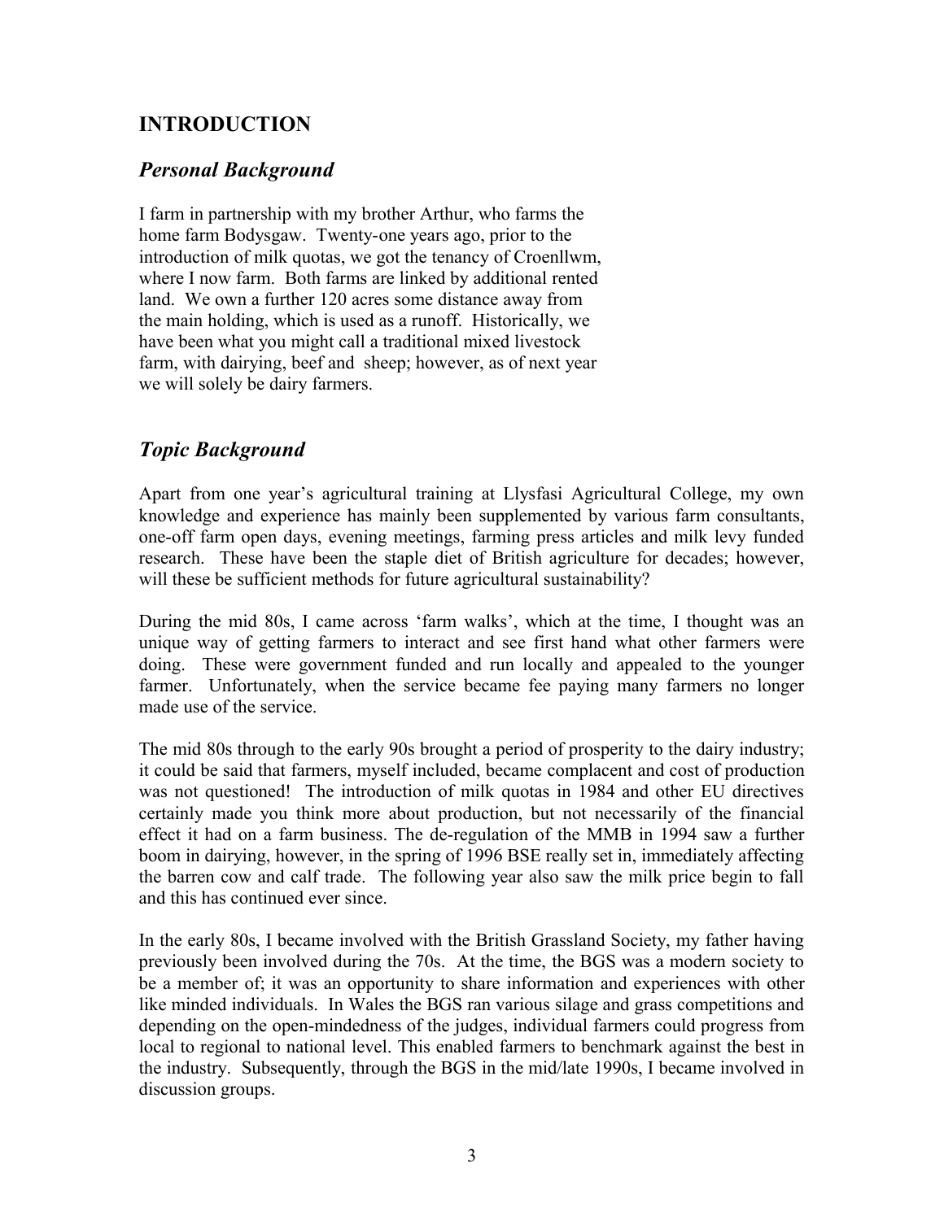## INTRODUCTION

### *Personal Background*

I farm in partnership with my brother Arthur, who farms the home farm Bodysgaw. Twenty-one years ago, prior to the introduction of milk quotas, we got the tenancy of Croenllwm, where I now farm. Both farms are linked by additional rented land. We own a further 120 acres some distance away from the main holding, which is used as a runoff. Historically, we have been what you might call a traditional mixed livestock farm, with dairying, beef and sheep; however, as of next year we will solely be dairy farmers.

### *Topic Background*

Apart from one year's agricultural training at Llysfasi Agricultural College, my own knowledge and experience has mainly been supplemented by various farm consultants, one-off farm open days, evening meetings, farming press articles and milk levy funded research. These have been the staple diet of British agriculture for decades; however, will these be sufficient methods for future agricultural sustainability?

During the mid 80s, I came across 'farm walks', which at the time, I thought was an unique way of getting farmers to interact and see first hand what other farmers were doing. These were government funded and run locally and appealed to the younger farmer. Unfortunately, when the service became fee paying many farmers no longer made use of the service.

The mid 80s through to the early 90s brought a period of prosperity to the dairy industry; it could be said that farmers, myself included, became complacent and cost of production was not questioned! The introduction of milk quotas in 1984 and other EU directives certainly made you think more about production, but not necessarily of the financial effect it had on a farm business. The de-regulation of the MMB in 1994 saw a further boom in dairying, however, in the spring of 1996 BSE really set in, immediately affecting the barren cow and calf trade. The following year also saw the milk price begin to fall and this has continued ever since.

In the early 80s, I became involved with the British Grassland Society, my father having previously been involved during the 70s. At the time, the BGS was a modern society to be a member of; it was an opportunity to share information and experiences with other like minded individuals. In Wales the BGS ran various silage and grass competitions and depending on the open-mindedness of the judges, individual farmers could progress from local to regional to national level. This enabled farmers to benchmark against the best in the industry. Subsequently, through the BGS in the mid/late 1990s, I became involved in discussion groups.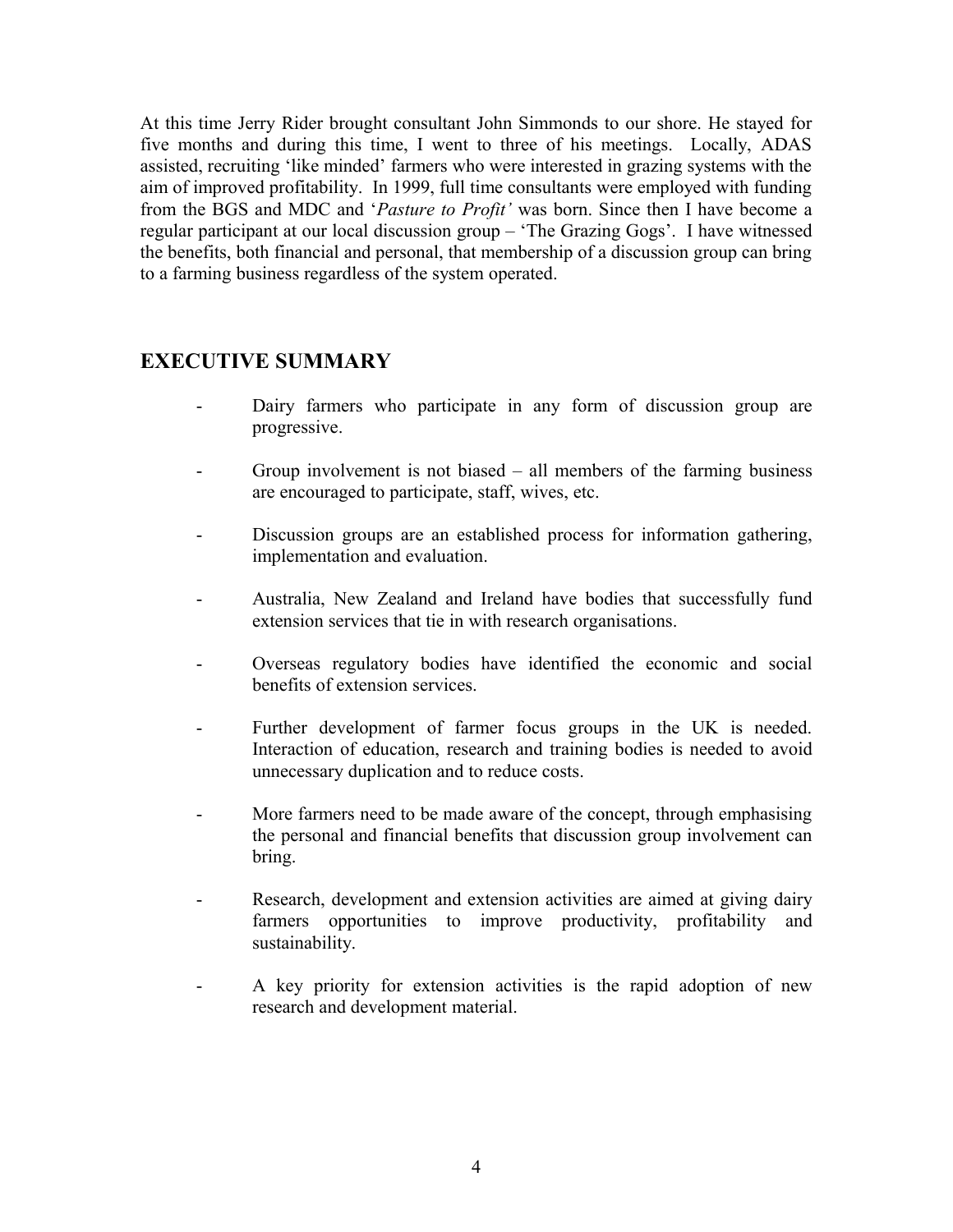At this time Jerry Rider brought consultant John Simmonds to our shore. He stayed for five months and during this time, I went to three of his meetings. Locally, ADAS assisted, recruiting 'like minded' farmers who were interested in grazing systems with the aim of improved profitability. In 1999, full time consultants were employed with funding from the BGS and MDC and '*Pasture to Profit'* was born. Since then I have become a regular participant at our local discussion group – 'The Grazing Gogs'. I have witnessed the benefits, both financial and personal, that membership of a discussion group can bring to a farming business regardless of the system operated.

## EXECUTIVE SUMMARY

- Dairy farmers who participate in any form of discussion group are progressive.
- Group involvement is not biased – all members of the farming business are encouraged to participate, staff, wives, etc.
- Discussion groups are an established process for information gathering, implementation and evaluation.
- Australia, New Zealand and Ireland have bodies that successfully fund extension services that tie in with research organisations.
- Overseas regulatory bodies have identified the economic and social benefits of extension services.
- Further development of farmer focus groups in the UK is needed. Interaction of education, research and training bodies is needed to avoid unnecessary duplication and to reduce costs.
- More farmers need to be made aware of the concept, through emphasising the personal and financial benefits that discussion group involvement can bring.
- Research, development and extension activities are aimed at giving dairy farmers opportunities to improve productivity, profitability and sustainability.
- A key priority for extension activities is the rapid adoption of new research and development material.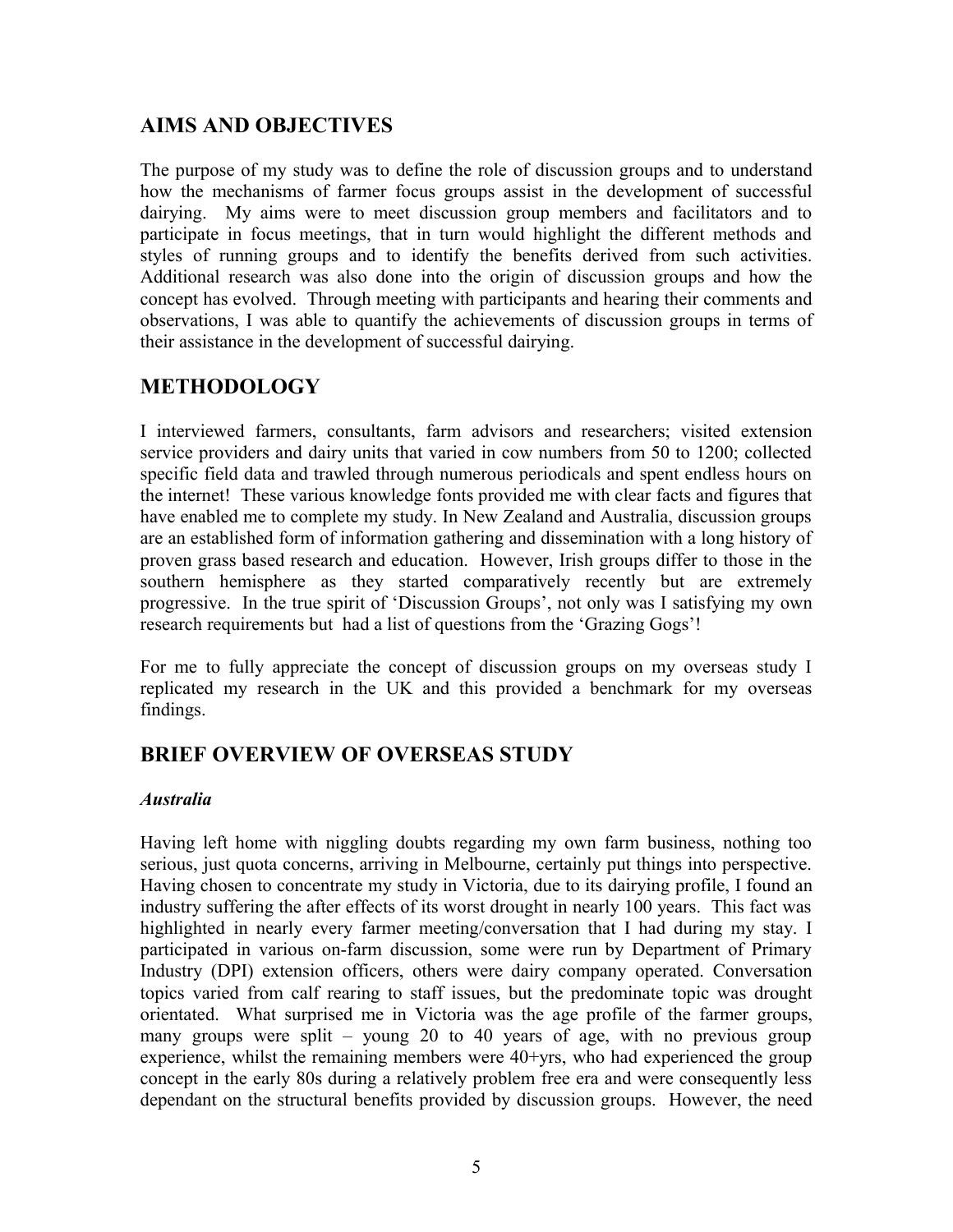## AIMS AND OBJECTIVES

The purpose of my study was to define the role of discussion groups and to understand how the mechanisms of farmer focus groups assist in the development of successful dairying. My aims were to meet discussion group members and facilitators and to participate in focus meetings, that in turn would highlight the different methods and styles of running groups and to identify the benefits derived from such activities. Additional research was also done into the origin of discussion groups and how the concept has evolved. Through meeting with participants and hearing their comments and observations, I was able to quantify the achievements of discussion groups in terms of their assistance in the development of successful dairying.

## METHODOLOGY

I interviewed farmers, consultants, farm advisors and researchers; visited extension service providers and dairy units that varied in cow numbers from 50 to 1200; collected specific field data and trawled through numerous periodicals and spent endless hours on the internet! These various knowledge fonts provided me with clear facts and figures that have enabled me to complete my study. In New Zealand and Australia, discussion groups are an established form of information gathering and dissemination with a long history of proven grass based research and education. However, Irish groups differ to those in the southern hemisphere as they started comparatively recently but are extremely progressive. In the true spirit of 'Discussion Groups', not only was I satisfying my own research requirements but had a list of questions from the 'Grazing Gogs'!

For me to fully appreciate the concept of discussion groups on my overseas study I replicated my research in the UK and this provided a benchmark for my overseas findings.

## BRIEF OVERVIEW OF OVERSEAS STUDY

### *Australia*

Having left home with niggling doubts regarding my own farm business, nothing too serious, just quota concerns, arriving in Melbourne, certainly put things into perspective. Having chosen to concentrate my study in Victoria, due to its dairying profile, I found an industry suffering the after effects of its worst drought in nearly 100 years. This fact was highlighted in nearly every farmer meeting/conversation that I had during my stay. I participated in various on-farm discussion, some were run by Department of Primary Industry (DPI) extension officers, others were dairy company operated. Conversation topics varied from calf rearing to staff issues, but the predominate topic was drought orientated. What surprised me in Victoria was the age profile of the farmer groups, many groups were split – young 20 to 40 years of age, with no previous group experience, whilst the remaining members were 40+yrs, who had experienced the group concept in the early 80s during a relatively problem free era and were consequently less dependant on the structural benefits provided by discussion groups. However, the need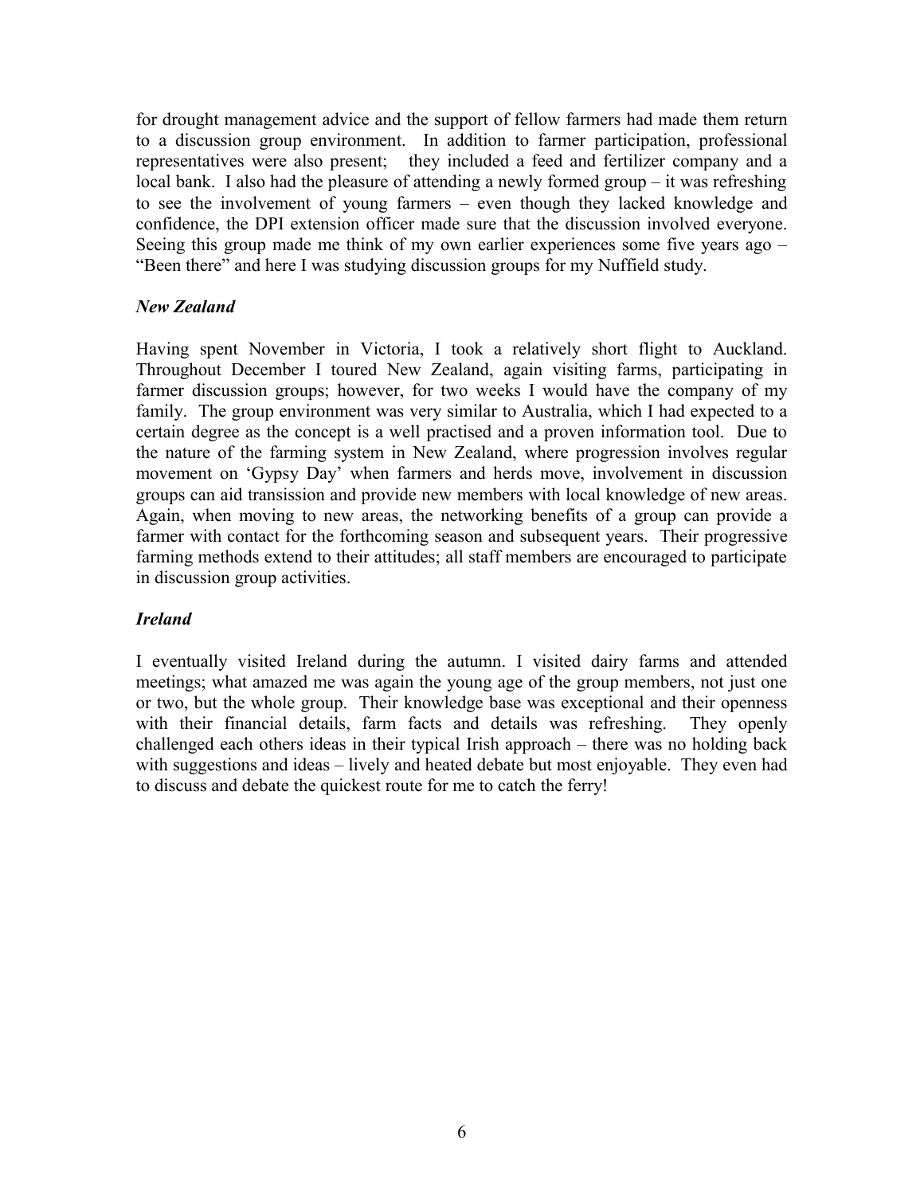for drought management advice and the support of fellow farmers had made them return to a discussion group environment. In addition to farmer participation, professional representatives were also present; they included a feed and fertilizer company and a local bank. I also had the pleasure of attending a newly formed group – it was refreshing to see the involvement of young farmers – even though they lacked knowledge and confidence, the DPI extension officer made sure that the discussion involved everyone. Seeing this group made me think of my own earlier experiences some five years ago – "Been there" and here I was studying discussion groups for my Nuffield study.

### *New Zealand*

Having spent November in Victoria, I took a relatively short flight to Auckland. Throughout December I toured New Zealand, again visiting farms, participating in farmer discussion groups; however, for two weeks I would have the company of my family. The group environment was very similar to Australia, which I had expected to a certain degree as the concept is a well practised and a proven information tool. Due to the nature of the farming system in New Zealand, where progression involves regular movement on 'Gypsy Day' when farmers and herds move, involvement in discussion groups can aid transission and provide new members with local knowledge of new areas. Again, when moving to new areas, the networking benefits of a group can provide a farmer with contact for the forthcoming season and subsequent years. Their progressive farming methods extend to their attitudes; all staff members are encouraged to participate in discussion group activities.

### *Ireland*

I eventually visited Ireland during the autumn. I visited dairy farms and attended meetings; what amazed me was again the young age of the group members, not just one or two, but the whole group. Their knowledge base was exceptional and their openness with their financial details, farm facts and details was refreshing. They openly challenged each others ideas in their typical Irish approach – there was no holding back with suggestions and ideas – lively and heated debate but most enjoyable. They even had to discuss and debate the quickest route for me to catch the ferry!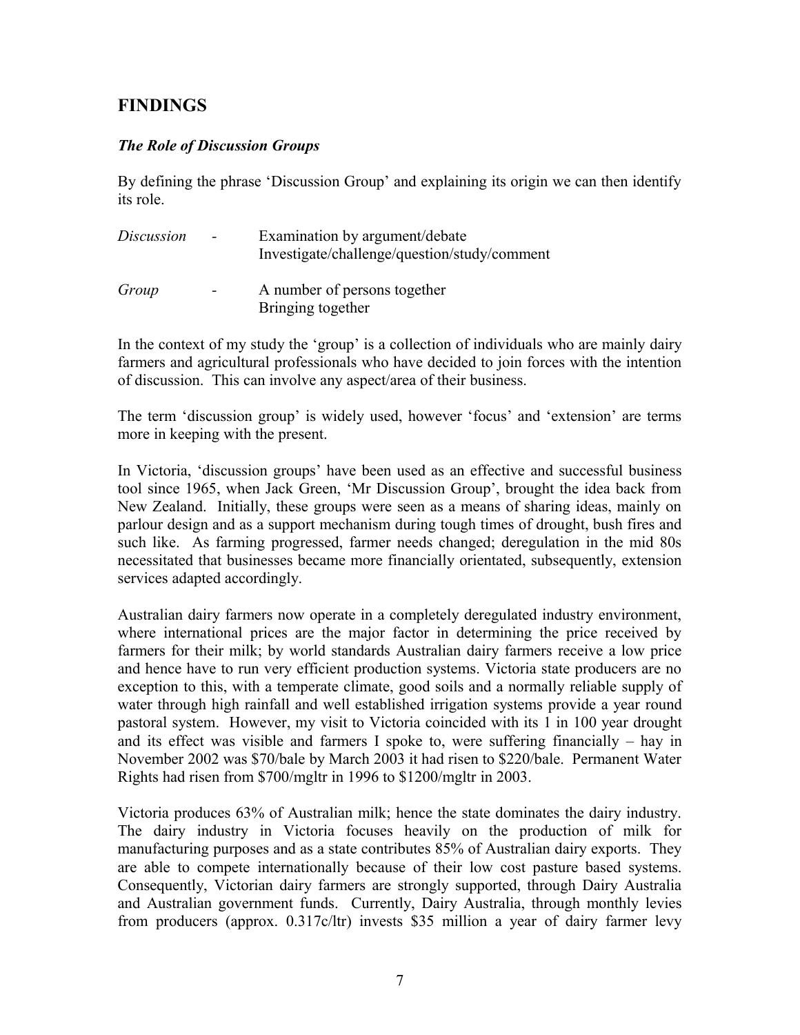## FINDINGS

### *The Role of Discussion Groups*

By defining the phrase 'Discussion Group' and explaining its origin we can then identify its role.

| | | |
|---|---|---|
| *Discussion* | - | Examination by argument/debate<br>Investigate/challenge/question/study/comment |
| *Group* | - | A number of persons together<br>Bringing together |

In the context of my study the 'group' is a collection of individuals who are mainly dairy farmers and agricultural professionals who have decided to join forces with the intention of discussion. This can involve any aspect/area of their business.

The term 'discussion group' is widely used, however 'focus' and 'extension' are terms more in keeping with the present.

In Victoria, 'discussion groups' have been used as an effective and successful business tool since 1965, when Jack Green, 'Mr Discussion Group', brought the idea back from New Zealand. Initially, these groups were seen as a means of sharing ideas, mainly on parlour design and as a support mechanism during tough times of drought, bush fires and such like. As farming progressed, farmer needs changed; deregulation in the mid 80s necessitated that businesses became more financially orientated, subsequently, extension services adapted accordingly.

Australian dairy farmers now operate in a completely deregulated industry environment, where international prices are the major factor in determining the price received by farmers for their milk; by world standards Australian dairy farmers receive a low price and hence have to run very efficient production systems. Victoria state producers are no exception to this, with a temperate climate, good soils and a normally reliable supply of water through high rainfall and well established irrigation systems provide a year round pastoral system. However, my visit to Victoria coincided with its 1 in 100 year drought and its effect was visible and farmers I spoke to, were suffering financially – hay in November 2002 was $70/bale by March 2003 it had risen to $220/bale. Permanent Water Rights had risen from $700/mgltr in 1996 to $1200/mgltr in 2003.

Victoria produces 63% of Australian milk; hence the state dominates the dairy industry. The dairy industry in Victoria focuses heavily on the production of milk for manufacturing purposes and as a state contributes 85% of Australian dairy exports. They are able to compete internationally because of their low cost pasture based systems. Consequently, Victorian dairy farmers are strongly supported, through Dairy Australia and Australian government funds. Currently, Dairy Australia, through monthly levies from producers (approx. 0.317c/ltr) invests $35 million a year of dairy farmer levy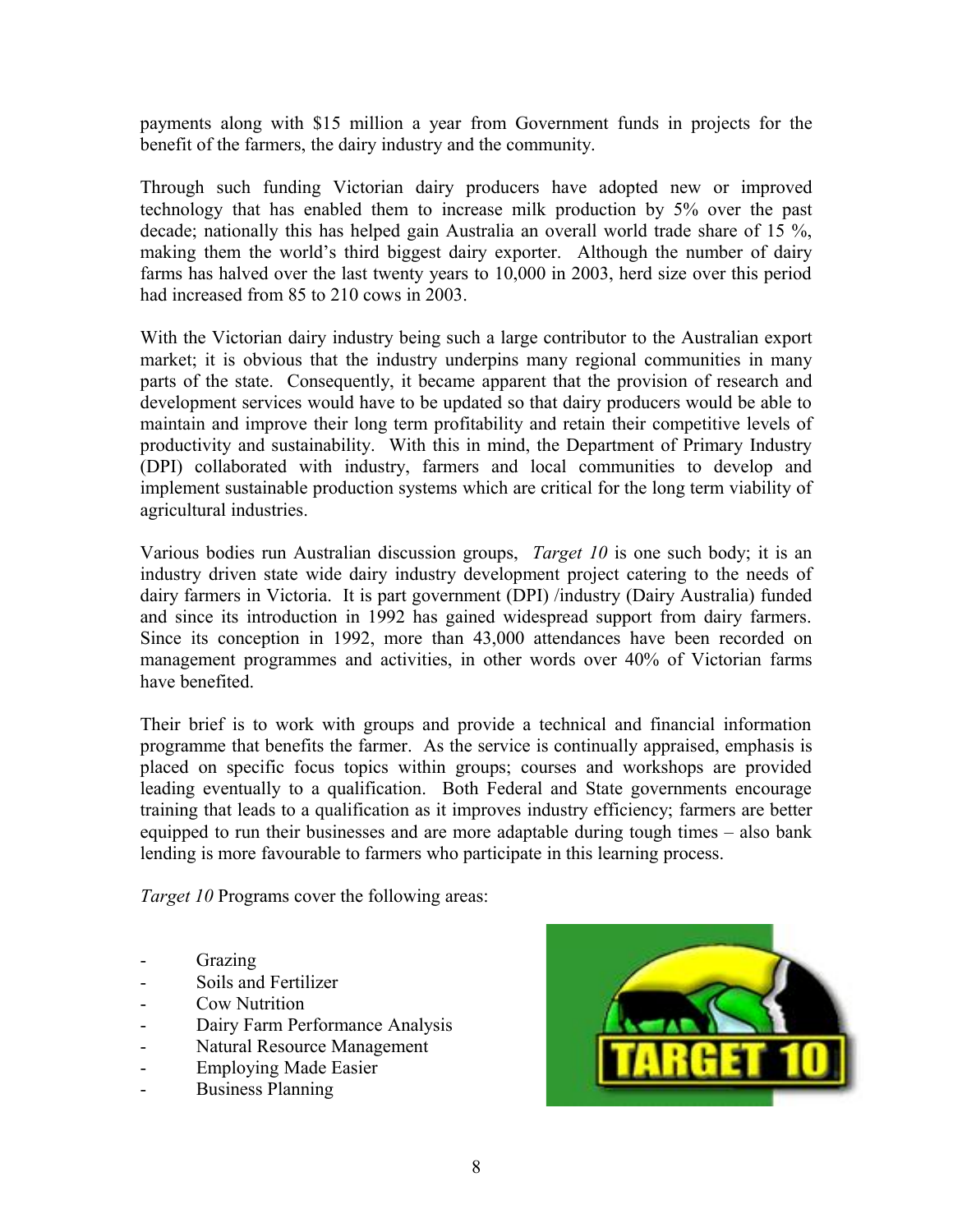payments along with $15 million a year from Government funds in projects for the benefit of the farmers, the dairy industry and the community.

Through such funding Victorian dairy producers have adopted new or improved technology that has enabled them to increase milk production by 5% over the past decade; nationally this has helped gain Australia an overall world trade share of 15 %, making them the world's third biggest dairy exporter. Although the number of dairy farms has halved over the last twenty years to 10,000 in 2003, herd size over this period had increased from 85 to 210 cows in 2003.

With the Victorian dairy industry being such a large contributor to the Australian export market; it is obvious that the industry underpins many regional communities in many parts of the state. Consequently, it became apparent that the provision of research and development services would have to be updated so that dairy producers would be able to maintain and improve their long term profitability and retain their competitive levels of productivity and sustainability. With this in mind, the Department of Primary Industry (DPI) collaborated with industry, farmers and local communities to develop and implement sustainable production systems which are critical for the long term viability of agricultural industries.

Various bodies run Australian discussion groups, *Target 10* is one such body; it is an industry driven state wide dairy industry development project catering to the needs of dairy farmers in Victoria. It is part government (DPI) /industry (Dairy Australia) funded and since its introduction in 1992 has gained widespread support from dairy farmers. Since its conception in 1992, more than 43,000 attendances have been recorded on management programmes and activities, in other words over 40% of Victorian farms have benefited.

Their brief is to work with groups and provide a technical and financial information programme that benefits the farmer. As the service is continually appraised, emphasis is placed on specific focus topics within groups; courses and workshops are provided leading eventually to a qualification. Both Federal and State governments encourage training that leads to a qualification as it improves industry efficiency; farmers are better equipped to run their businesses and are more adaptable during tough times – also bank lending is more favourable to farmers who participate in this learning process.

*Target 10* Programs cover the following areas:

- Grazing
- Soils and Fertilizer
- Cow Nutrition
- Dairy Farm Performance Analysis
- Natural Resource Management
- Employing Made Easier
- Business Planning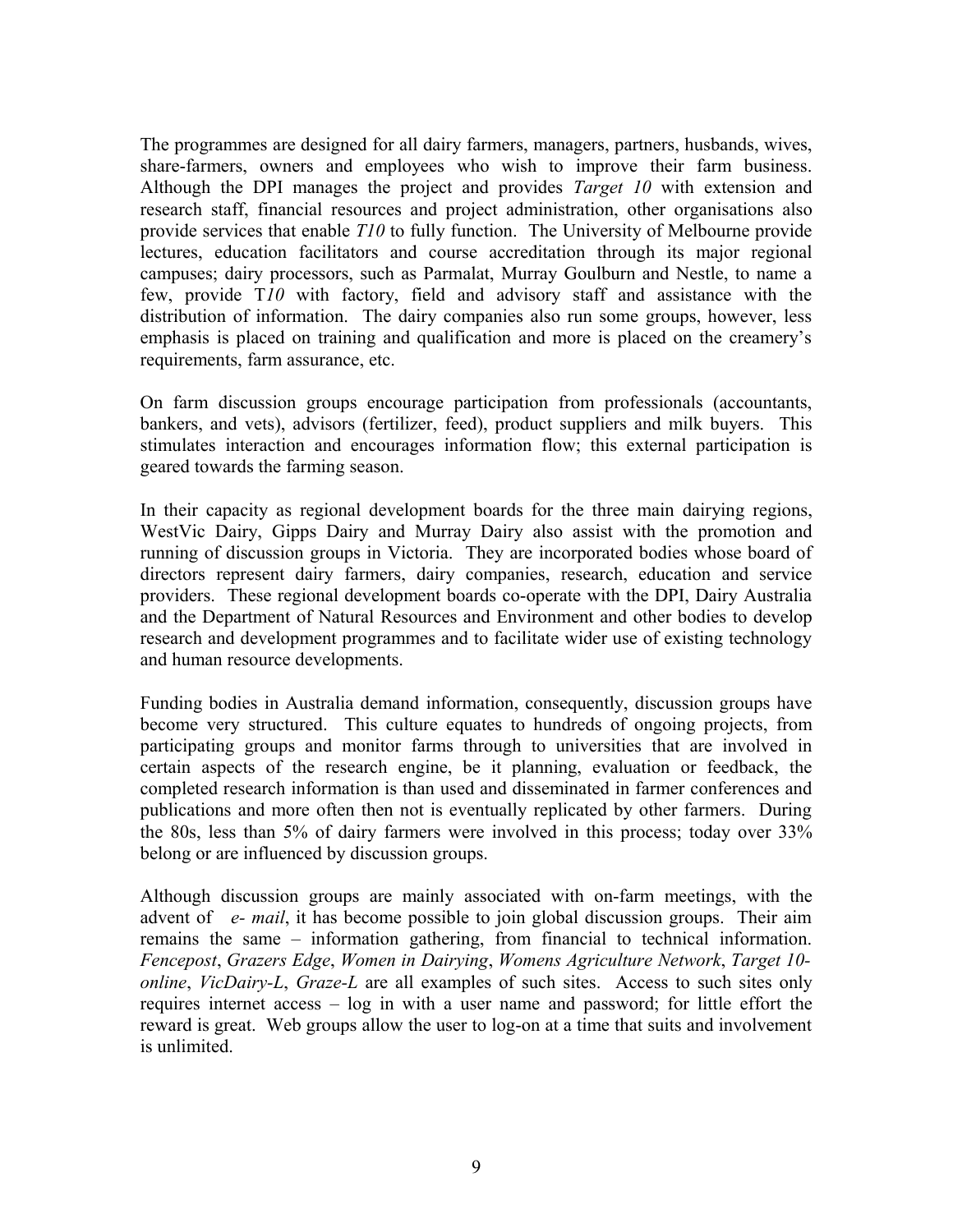The programmes are designed for all dairy farmers, managers, partners, husbands, wives, share-farmers, owners and employees who wish to improve their farm business. Although the DPI manages the project and provides *Target 10* with extension and research staff, financial resources and project administration, other organisations also provide services that enable *T10* to fully function. The University of Melbourne provide lectures, education facilitators and course accreditation through its major regional campuses; dairy processors, such as Parmalat, Murray Goulburn and Nestle, to name a few, provide T*10* with factory, field and advisory staff and assistance with the distribution of information. The dairy companies also run some groups, however, less emphasis is placed on training and qualification and more is placed on the creamery's requirements, farm assurance, etc.

On farm discussion groups encourage participation from professionals (accountants, bankers, and vets), advisors (fertilizer, feed), product suppliers and milk buyers. This stimulates interaction and encourages information flow; this external participation is geared towards the farming season.

In their capacity as regional development boards for the three main dairying regions, WestVic Dairy, Gipps Dairy and Murray Dairy also assist with the promotion and running of discussion groups in Victoria. They are incorporated bodies whose board of directors represent dairy farmers, dairy companies, research, education and service providers. These regional development boards co-operate with the DPI, Dairy Australia and the Department of Natural Resources and Environment and other bodies to develop research and development programmes and to facilitate wider use of existing technology and human resource developments.

Funding bodies in Australia demand information, consequently, discussion groups have become very structured. This culture equates to hundreds of ongoing projects, from participating groups and monitor farms through to universities that are involved in certain aspects of the research engine, be it planning, evaluation or feedback, the completed research information is than used and disseminated in farmer conferences and publications and more often then not is eventually replicated by other farmers. During the 80s, less than 5% of dairy farmers were involved in this process; today over 33% belong or are influenced by discussion groups.

Although discussion groups are mainly associated with on-farm meetings, with the advent of *e- mail*, it has become possible to join global discussion groups. Their aim remains the same – information gathering, from financial to technical information. *Fencepost*, *Grazers Edge*, *Women in Dairying*, *Womens Agriculture Network*, *Target 10-online*, *VicDairy-L*, *Graze-L* are all examples of such sites. Access to such sites only requires internet access – log in with a user name and password; for little effort the reward is great. Web groups allow the user to log-on at a time that suits and involvement is unlimited.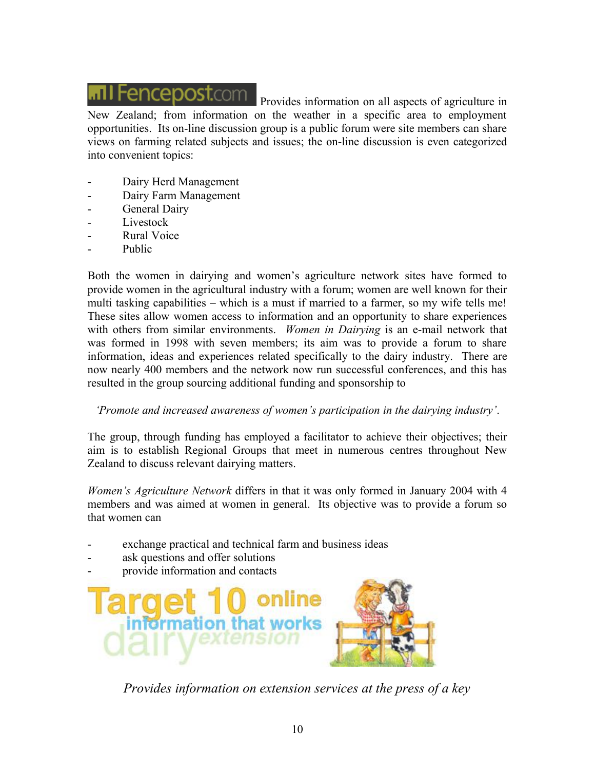Fencepost.com Provides information on all aspects of agriculture in New Zealand; from information on the weather in a specific area to employment opportunities. Its on-line discussion group is a public forum were site members can share views on farming related subjects and issues; the on-line discussion is even categorized into convenient topics:

- Dairy Herd Management
- Dairy Farm Management
- General Dairy
- Livestock
- Rural Voice
- Public

Both the women in dairying and women's agriculture network sites have formed to provide women in the agricultural industry with a forum; women are well known for their multi tasking capabilities – which is a must if married to a farmer, so my wife tells me! These sites allow women access to information and an opportunity to share experiences with others from similar environments. *Women in Dairying* is an e-mail network that was formed in 1998 with seven members; its aim was to provide a forum to share information, ideas and experiences related specifically to the dairy industry. There are now nearly 400 members and the network now run successful conferences, and this has resulted in the group sourcing additional funding and sponsorship to

*'Promote and increased awareness of women's participation in the dairying industry'.*

The group, through funding has employed a facilitator to achieve their objectives; their aim is to establish Regional Groups that meet in numerous centres throughout New Zealand to discuss relevant dairying matters.

*Women's Agriculture Network* differs in that it was only formed in January 2004 with 4 members and was aimed at women in general. Its objective was to provide a forum so that women can

- exchange practical and technical farm and business ideas
- ask questions and offer solutions
- provide information and contacts

Target 10 online information that works dairy extension

*Provides information on extension services at the press of a key*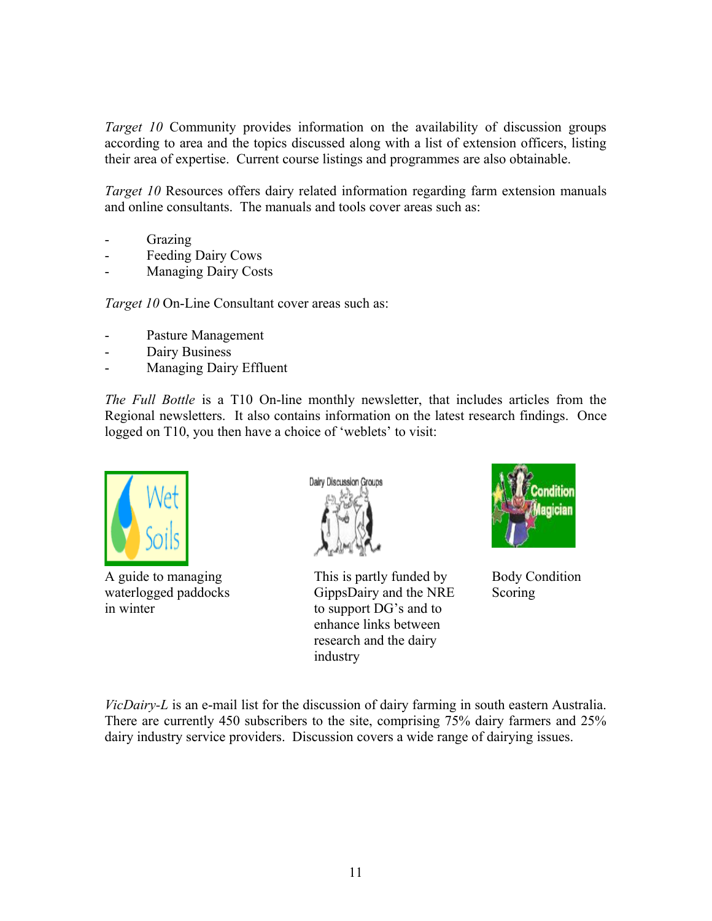*Target 10* Community provides information on the availability of discussion groups according to area and the topics discussed along with a list of extension officers, listing their area of expertise. Current course listings and programmes are also obtainable.

*Target 10* Resources offers dairy related information regarding farm extension manuals and online consultants. The manuals and tools cover areas such as:

- Grazing
- Feeding Dairy Cows
- Managing Dairy Costs

*Target 10* On-Line Consultant cover areas such as:

- Pasture Management
- Dairy Business
- Managing Dairy Effluent

*The Full Bottle* is a T10 On-line monthly newsletter, that includes articles from the Regional newsletters. It also contains information on the latest research findings. Once logged on T10, you then have a choice of 'weblets' to visit:

Wet Soils

A guide to managing waterlogged paddocks in winter

Dairy Discussion Groups

This is partly funded by GippsDairy and the NRE to support DG's and to enhance links between research and the dairy industry

Condition Magician

Body Condition Scoring

*VicDairy-L* is an e-mail list for the discussion of dairy farming in south eastern Australia. There are currently 450 subscribers to the site, comprising 75% dairy farmers and 25% dairy industry service providers. Discussion covers a wide range of dairying issues.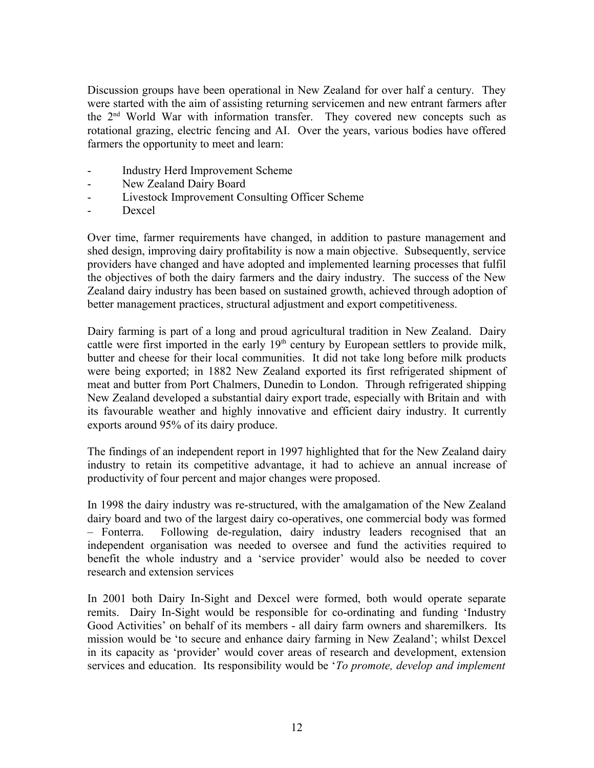Discussion groups have been operational in New Zealand for over half a century. They were started with the aim of assisting returning servicemen and new entrant farmers after the 2nd World War with information transfer. They covered new concepts such as rotational grazing, electric fencing and AI. Over the years, various bodies have offered farmers the opportunity to meet and learn:

- Industry Herd Improvement Scheme
- New Zealand Dairy Board
- Livestock Improvement Consulting Officer Scheme
- Dexcel

Over time, farmer requirements have changed, in addition to pasture management and shed design, improving dairy profitability is now a main objective. Subsequently, service providers have changed and have adopted and implemented learning processes that fulfil the objectives of both the dairy farmers and the dairy industry. The success of the New Zealand dairy industry has been based on sustained growth, achieved through adoption of better management practices, structural adjustment and export competitiveness.

Dairy farming is part of a long and proud agricultural tradition in New Zealand. Dairy cattle were first imported in the early 19th century by European settlers to provide milk, butter and cheese for their local communities. It did not take long before milk products were being exported; in 1882 New Zealand exported its first refrigerated shipment of meat and butter from Port Chalmers, Dunedin to London. Through refrigerated shipping New Zealand developed a substantial dairy export trade, especially with Britain and with its favourable weather and highly innovative and efficient dairy industry. It currently exports around 95% of its dairy produce.

The findings of an independent report in 1997 highlighted that for the New Zealand dairy industry to retain its competitive advantage, it had to achieve an annual increase of productivity of four percent and major changes were proposed.

In 1998 the dairy industry was re-structured, with the amalgamation of the New Zealand dairy board and two of the largest dairy co-operatives, one commercial body was formed – Fonterra. Following de-regulation, dairy industry leaders recognised that an independent organisation was needed to oversee and fund the activities required to benefit the whole industry and a 'service provider' would also be needed to cover research and extension services

In 2001 both Dairy In-Sight and Dexcel were formed, both would operate separate remits. Dairy In-Sight would be responsible for co-ordinating and funding 'Industry Good Activities' on behalf of its members - all dairy farm owners and sharemilkers. Its mission would be 'to secure and enhance dairy farming in New Zealand'; whilst Dexcel in its capacity as 'provider' would cover areas of research and development, extension services and education. Its responsibility would be '*To promote, develop and implement*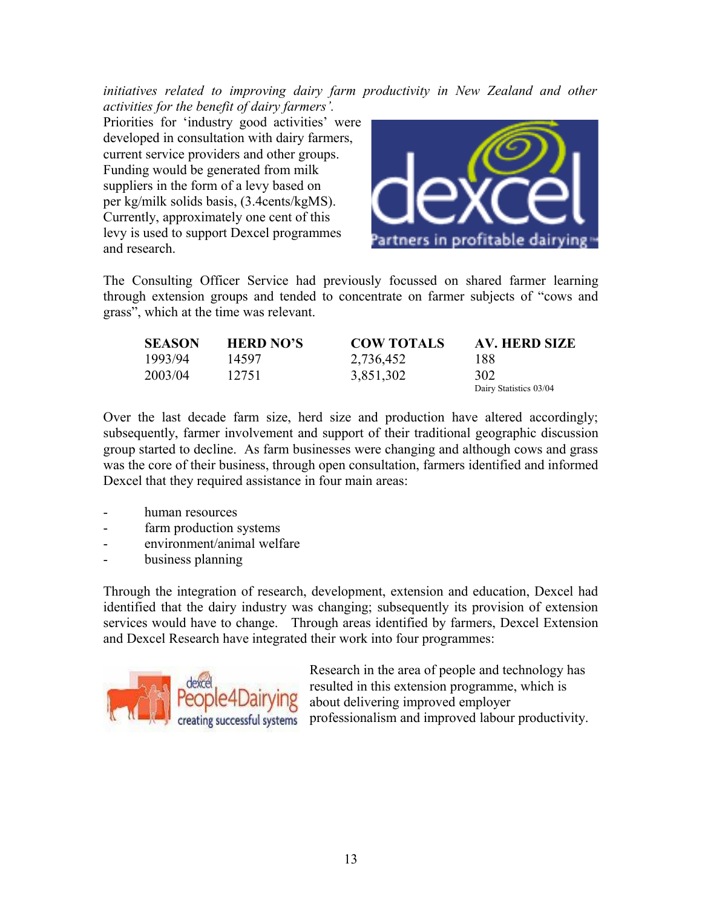*initiatives related to improving dairy farm productivity in New Zealand and other activities for the benefit of dairy farmers'.*

Priorities for 'industry good activities' were developed in consultation with dairy farmers, current service providers and other groups. Funding would be generated from milk suppliers in the form of a levy based on per kg/milk solids basis, (3.4cents/kgMS). Currently, approximately one cent of this levy is used to support Dexcel programmes and research.

The Consulting Officer Service had previously focussed on shared farmer learning through extension groups and tended to concentrate on farmer subjects of "cows and grass", which at the time was relevant.

| SEASON | HERD NO'S | COW TOTALS | AV. HERD SIZE |
|---|---|---|---|
| 1993/94 | 14597 | 2,736,452 | 188 |
| 2003/04 | 12751 | 3,851,302 | 302 |

Dairy Statistics 03/04

Over the last decade farm size, herd size and production have altered accordingly; subsequently, farmer involvement and support of their traditional geographic discussion group started to decline. As farm businesses were changing and although cows and grass was the core of their business, through open consultation, farmers identified and informed Dexcel that they required assistance in four main areas:

- human resources
- farm production systems
- environment/animal welfare
- business planning

Through the integration of research, development, extension and education, Dexcel had identified that the dairy industry was changing; subsequently its provision of extension services would have to change. Through areas identified by farmers, Dexcel Extension and Dexcel Research have integrated their work into four programmes:

Research in the area of people and technology has resulted in this extension programme, which is about delivering improved employer professionalism and improved labour productivity.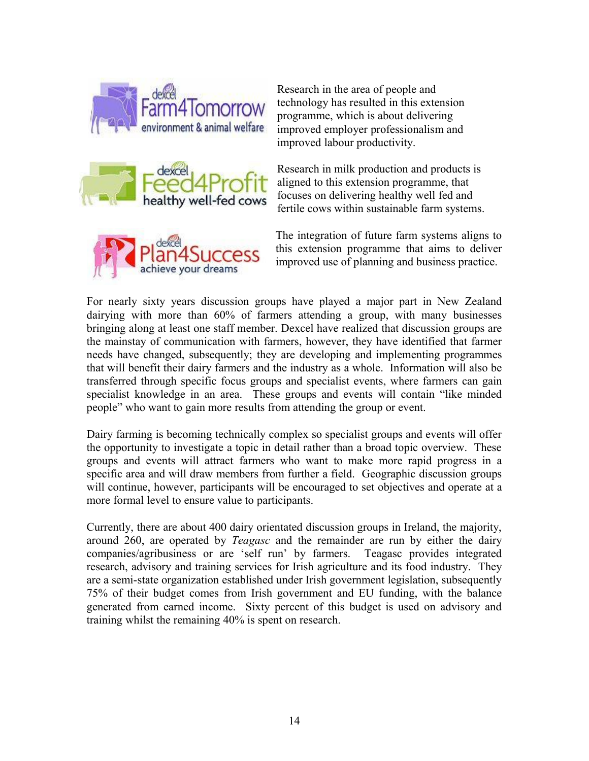Research in the area of people and technology has resulted in this extension programme, which is about delivering improved employer professionalism and improved labour productivity.

Research in milk production and products is aligned to this extension programme, that focuses on delivering healthy well fed and fertile cows within sustainable farm systems.

The integration of future farm systems aligns to this extension programme that aims to deliver improved use of planning and business practice.

For nearly sixty years discussion groups have played a major part in New Zealand dairying with more than 60% of farmers attending a group, with many businesses bringing along at least one staff member. Dexcel have realized that discussion groups are the mainstay of communication with farmers, however, they have identified that farmer needs have changed, subsequently; they are developing and implementing programmes that will benefit their dairy farmers and the industry as a whole. Information will also be transferred through specific focus groups and specialist events, where farmers can gain specialist knowledge in an area. These groups and events will contain "like minded people" who want to gain more results from attending the group or event.

Dairy farming is becoming technically complex so specialist groups and events will offer the opportunity to investigate a topic in detail rather than a broad topic overview. These groups and events will attract farmers who want to make more rapid progress in a specific area and will draw members from further a field. Geographic discussion groups will continue, however, participants will be encouraged to set objectives and operate at a more formal level to ensure value to participants.

Currently, there are about 400 dairy orientated discussion groups in Ireland, the majority, around 260, are operated by *Teagasc* and the remainder are run by either the dairy companies/agribusiness or are 'self run' by farmers. Teagasc provides integrated research, advisory and training services for Irish agriculture and its food industry. They are a semi-state organization established under Irish government legislation, subsequently 75% of their budget comes from Irish government and EU funding, with the balance generated from earned income. Sixty percent of this budget is used on advisory and training whilst the remaining 40% is spent on research.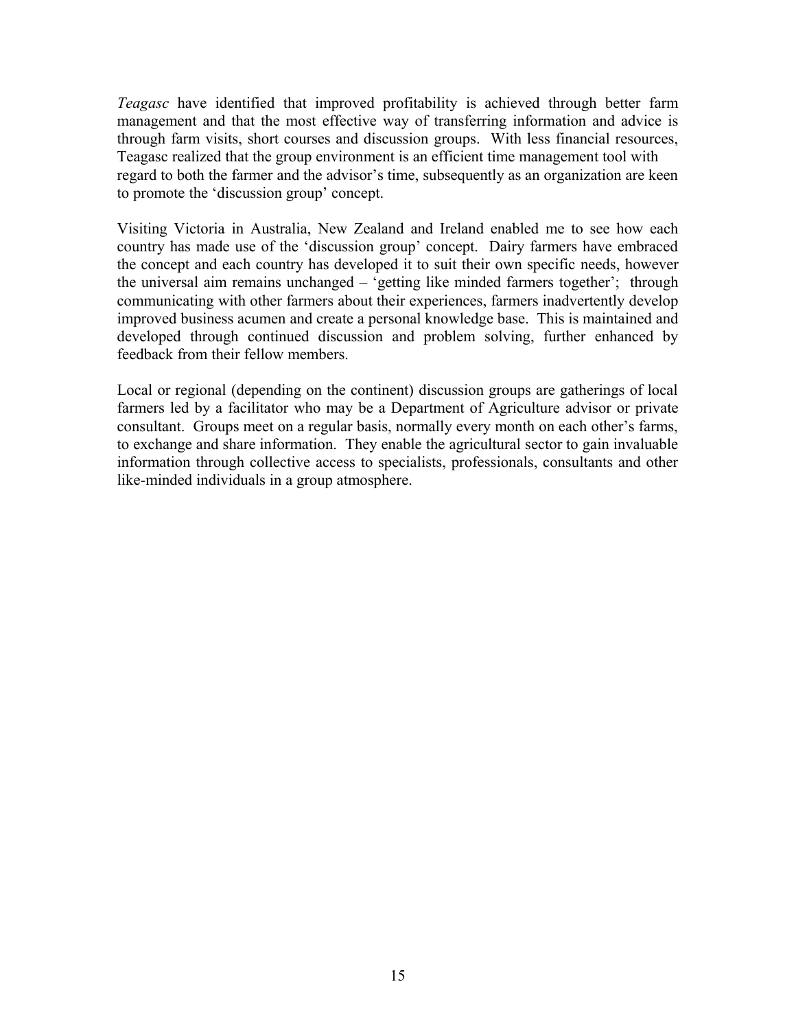*Teagasc* have identified that improved profitability is achieved through better farm management and that the most effective way of transferring information and advice is through farm visits, short courses and discussion groups. With less financial resources, Teagasc realized that the group environment is an efficient time management tool with regard to both the farmer and the advisor's time, subsequently as an organization are keen to promote the 'discussion group' concept.

Visiting Victoria in Australia, New Zealand and Ireland enabled me to see how each country has made use of the 'discussion group' concept. Dairy farmers have embraced the concept and each country has developed it to suit their own specific needs, however the universal aim remains unchanged – 'getting like minded farmers together'; through communicating with other farmers about their experiences, farmers inadvertently develop improved business acumen and create a personal knowledge base. This is maintained and developed through continued discussion and problem solving, further enhanced by feedback from their fellow members.

Local or regional (depending on the continent) discussion groups are gatherings of local farmers led by a facilitator who may be a Department of Agriculture advisor or private consultant. Groups meet on a regular basis, normally every month on each other's farms, to exchange and share information. They enable the agricultural sector to gain invaluable information through collective access to specialists, professionals, consultants and other like-minded individuals in a group atmosphere.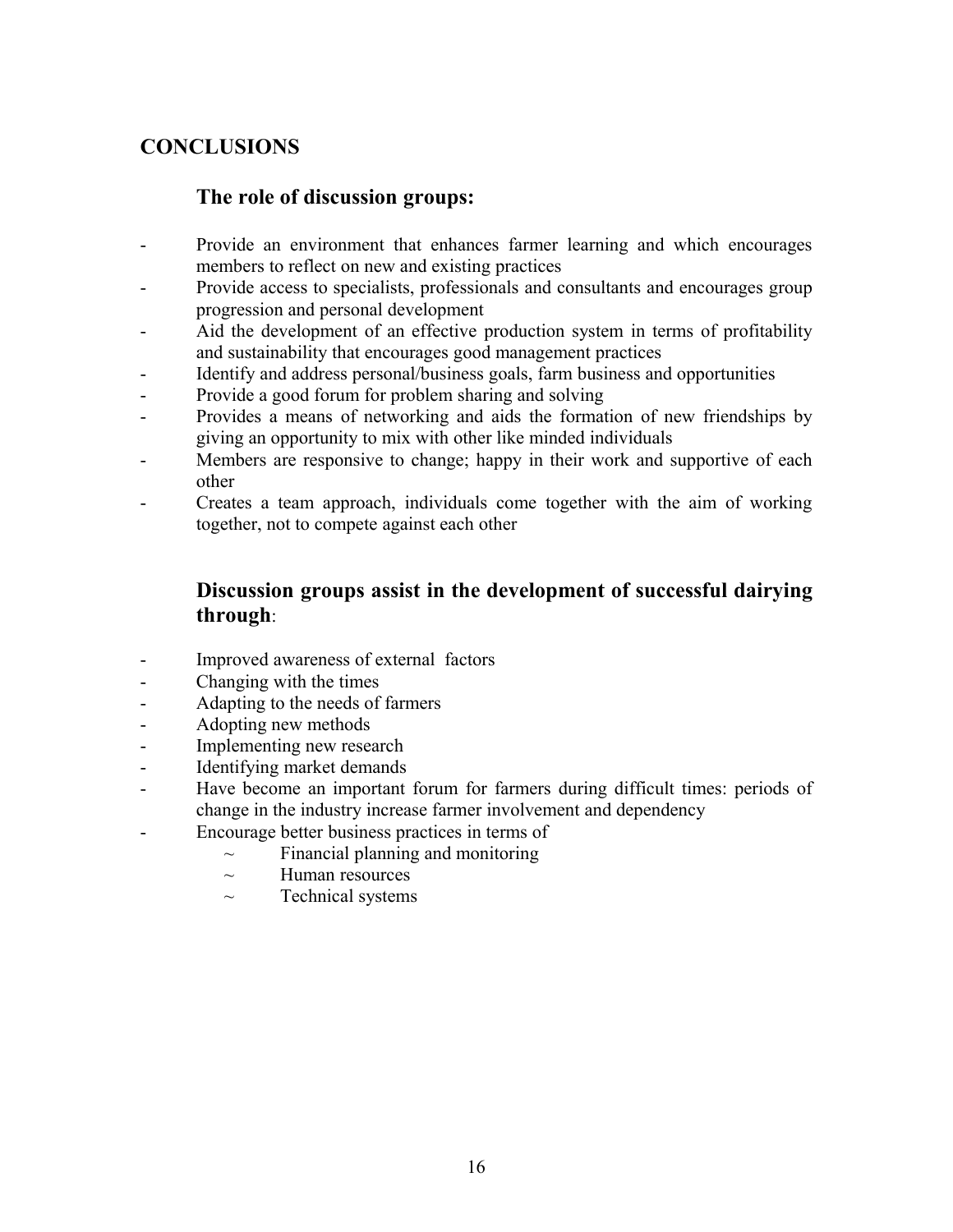# CONCLUSIONS

## The role of discussion groups:

- Provide an environment that enhances farmer learning and which encourages members to reflect on new and existing practices
- Provide access to specialists, professionals and consultants and encourages group progression and personal development
- Aid the development of an effective production system in terms of profitability and sustainability that encourages good management practices
- Identify and address personal/business goals, farm business and opportunities
- Provide a good forum for problem sharing and solving
- Provides a means of networking and aids the formation of new friendships by giving an opportunity to mix with other like minded individuals
- Members are responsive to change; happy in their work and supportive of each other
- Creates a team approach, individuals come together with the aim of working together, not to compete against each other

## Discussion groups assist in the development of successful dairying through:

- Improved awareness of external factors
- Changing with the times
- Adapting to the needs of farmers
- Adopting new methods
- Implementing new research
- Identifying market demands
- Have become an important forum for farmers during difficult times: periods of change in the industry increase farmer involvement and dependency
- Encourage better business practices in terms of
    - ~ Financial planning and monitoring
    - ~ Human resources
    - ~ Technical systems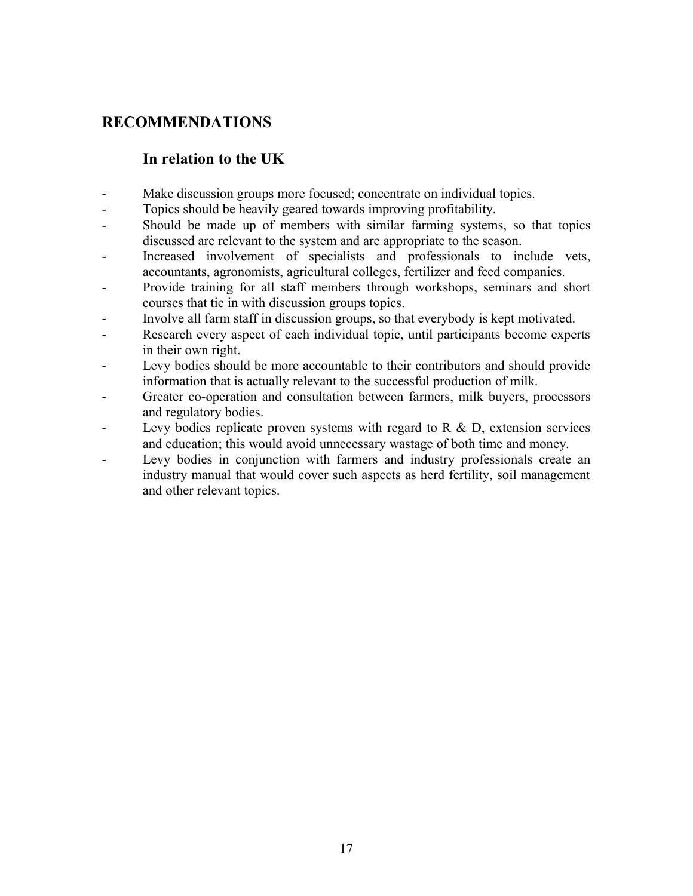## RECOMMENDATIONS

### In relation to the UK

- Make discussion groups more focused; concentrate on individual topics.
- Topics should be heavily geared towards improving profitability.
- Should be made up of members with similar farming systems, so that topics discussed are relevant to the system and are appropriate to the season.
- Increased involvement of specialists and professionals to include vets, accountants, agronomists, agricultural colleges, fertilizer and feed companies.
- Provide training for all staff members through workshops, seminars and short courses that tie in with discussion groups topics.
- Involve all farm staff in discussion groups, so that everybody is kept motivated.
- Research every aspect of each individual topic, until participants become experts in their own right.
- Levy bodies should be more accountable to their contributors and should provide information that is actually relevant to the successful production of milk.
- Greater co-operation and consultation between farmers, milk buyers, processors and regulatory bodies.
- Levy bodies replicate proven systems with regard to R & D, extension services and education; this would avoid unnecessary wastage of both time and money.
- Levy bodies in conjunction with farmers and industry professionals create an industry manual that would cover such aspects as herd fertility, soil management and other relevant topics.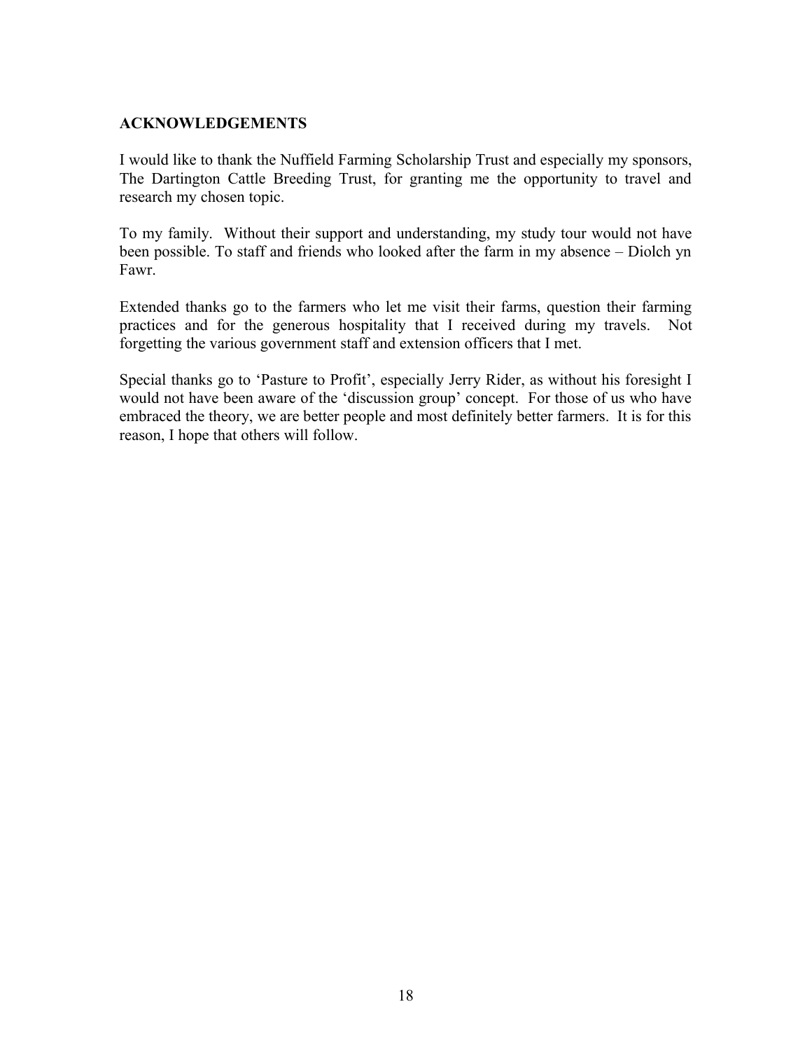## ACKNOWLEDGEMENTS

I would like to thank the Nuffield Farming Scholarship Trust and especially my sponsors, The Dartington Cattle Breeding Trust, for granting me the opportunity to travel and research my chosen topic.

To my family. Without their support and understanding, my study tour would not have been possible. To staff and friends who looked after the farm in my absence – Diolch yn Fawr.

Extended thanks go to the farmers who let me visit their farms, question their farming practices and for the generous hospitality that I received during my travels. Not forgetting the various government staff and extension officers that I met.

Special thanks go to 'Pasture to Profit', especially Jerry Rider, as without his foresight I would not have been aware of the 'discussion group' concept. For those of us who have embraced the theory, we are better people and most definitely better farmers. It is for this reason, I hope that others will follow.